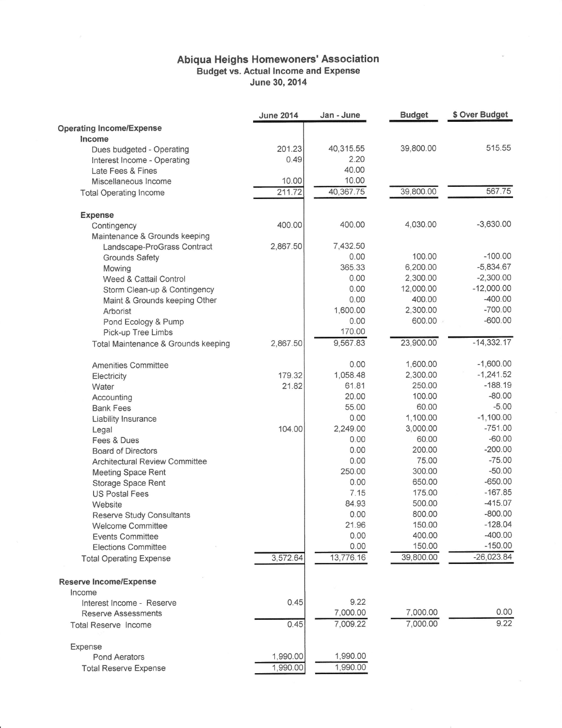# Abiqua Heighs Homewoners' Association

## Budget vs. Actual Income and Expense

### June 30, 2014

| | June 2014 | Jan - June | Budget | $ Over Budget |
|---|---|---|---|---|
| **Operating Income/Expense** | | | | |
| **Income** | | | | |
| Dues budgeted - Operating | 201.23 | 40,315.55 | 39,800.00 | 515.55 |
| Interest Income - Operating | 0.49 | 2.20 | | |
| Late Fees & Fines | | 40.00 | | |
| Miscellaneous Income | 10.00 | 10.00 | | |
| Total Operating Income | 211.72 | 40,367.75 | 39,800.00 | 567.75 |
| **Expense** | | | | |
| Contingency | 400.00 | 400.00 | 4,030.00 | -3,630.00 |
| Maintenance & Grounds keeping | | | | |
| Landscape-ProGrass Contract | 2,867.50 | 7,432.50 | | |
| Grounds Safety | | 0.00 | 100.00 | -100.00 |
| Mowing | | 365.33 | 6,200.00 | -5,834.67 |
| Weed & Cattail Control | | 0.00 | 2,300.00 | -2,300.00 |
| Storm Clean-up & Contingency | | 0.00 | 12,000.00 | -12,000.00 |
| Maint & Grounds keeping Other | | 0.00 | 400.00 | -400.00 |
| Arborist | | 1,600.00 | 2,300.00 | -700.00 |
| Pond Ecology & Pump | | 0.00 | 600.00 | -600.00 |
| Pick-up Tree Limbs | | 170.00 | | |
| Total Maintenance & Grounds keeping | 2,867.50 | 9,567.83 | 23,900.00 | -14,332.17 |
| Amenities Committee | | 0.00 | 1,600.00 | -1,600.00 |
| Electricity | 179.32 | 1,058.48 | 2,300.00 | -1,241.52 |
| Water | 21.82 | 61.81 | 250.00 | -188.19 |
| Accounting | | 20.00 | 100.00 | -80.00 |
| Bank Fees | | 55.00 | 60.00 | -5.00 |
| Liability Insurance | | 0.00 | 1,100.00 | -1,100.00 |
| Legal | 104.00 | 2,249.00 | 3,000.00 | -751.00 |
| Fees & Dues | | 0.00 | 60.00 | -60.00 |
| Board of Directors | | 0.00 | 200.00 | -200.00 |
| Architectural Review Committee | | 0.00 | 75.00 | -75.00 |
| Meeting Space Rent | | 250.00 | 300.00 | -50.00 |
| Storage Space Rent | | 0.00 | 650.00 | -650.00 |
| US Postal Fees | | 7.15 | 175.00 | -167.85 |
| Website | | 84.93 | 500.00 | -415.07 |
| Reserve Study Consultants | | 0.00 | 800.00 | -800.00 |
| Welcome Committee | | 21.96 | 150.00 | -128.04 |
| Events Committee | | 0.00 | 400.00 | -400.00 |
| Elections Committee | | 0.00 | 150.00 | -150.00 |
| Total Operating Expense | 3,572.64 | 13,776.16 | 39,800.00 | -26,023.84 |
| **Reserve Income/Expense** | | | | |
| Income | | | | |
| Interest Income - Reserve | 0.45 | 9.22 | | |
| Reserve Assessments | | 7,000.00 | 7,000.00 | 0.00 |
| Total Reserve Income | 0.45 | 7,009.22 | 7,000.00 | 9.22 |
| Expense | | | | |
| Pond Aerators | 1,990.00 | 1,990.00 | | |
| Total Reserve Expense | 1,990.00 | 1,990.00 | | |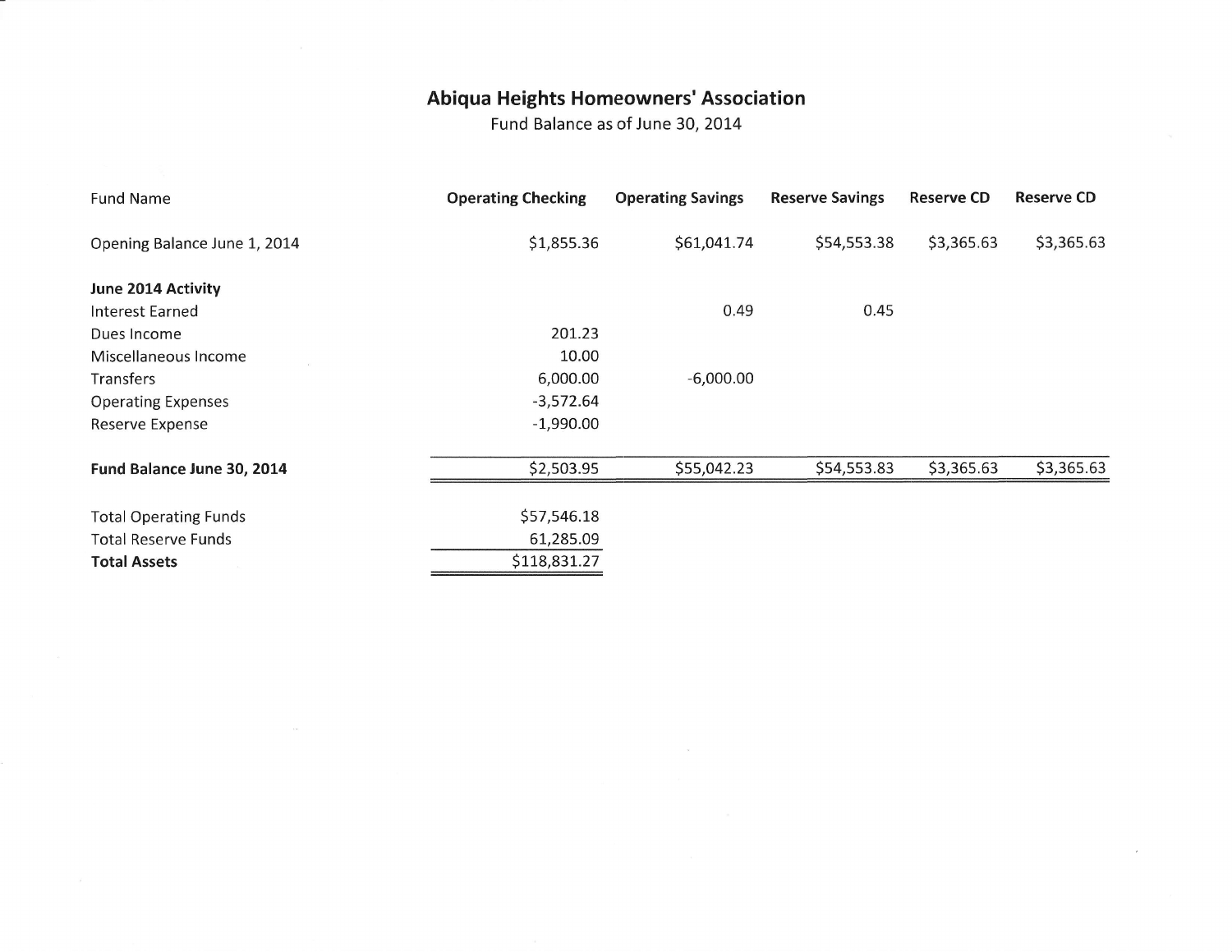# Abiqua Heights Homeowners' Association

Fund Balance as of June 30, 2014

| Fund Name | Operating Checking | Operating Savings | Reserve Savings | Reserve CD | Reserve CD |
|---|---|---|---|---|---|
| Opening Balance June 1, 2014 | $1,855.36 | $61,041.74 | $54,553.38 | $3,365.63 | $3,365.63 |
| **June 2014 Activity** | | | | | |
| Interest Earned | | 0.49 | 0.45 | | |
| Dues Income | 201.23 | | | | |
| Miscellaneous Income | 10.00 | | | | |
| Transfers | 6,000.00 | -6,000.00 | | | |
| Operating Expenses | -3,572.64 | | | | |
| Reserve Expense | -1,990.00 | | | | |
| **Fund Balance June 30, 2014** | $2,503.95 | $55,042.23 | $54,553.83 | $3,365.63 | $3,365.63 |
| Total Operating Funds | $57,546.18 | | | | |
| Total Reserve Funds | 61,285.09 | | | | |
| **Total Assets** | $118,831.27 | | | | |